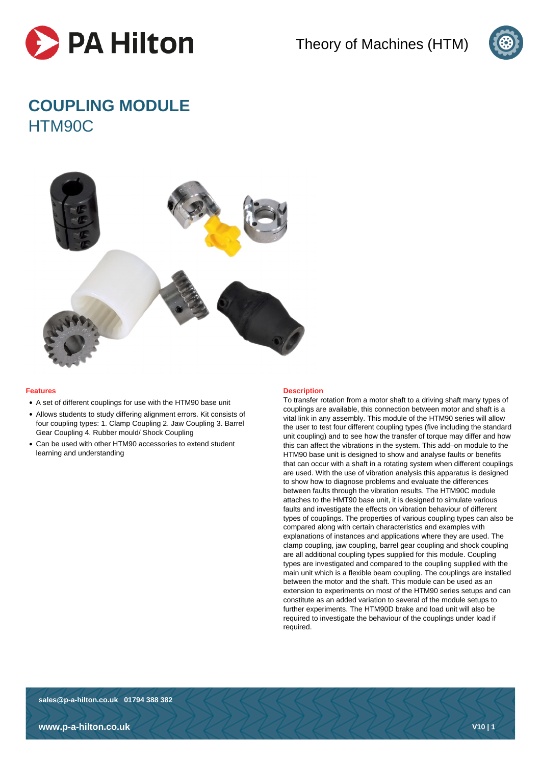# COUPLING MODULE

## HTM90C

### Features

- A set of different couplings for use with the HTM90 base unit
- Allows students to study differing alignment errors. Kit consists of four coupling types: 1. Clamp Coupling 2. Jaw Coupling 3. Barrel Gear Coupling 4. Rubber mould/ Shock Coupling
- Can be used with other HTM90 accessories to extend student learning and understanding

### Description

To transfer rotation from a motor shaft to a driving shaft many types of couplings are available, this connection between motor and shaft is a vital link in any assembly. This module of the HTM90 series will allow the user to test four different coupling types (five including the standard unit coupling) and to see how the transfer of torque may differ and how this can affect the vibrations in the system. This add–on module to the HTM90 base unit is designed to show and analyse faults or benefits that can occur with a shaft in a rotating system when different couplings are used. With the use of vibration analysis this apparatus is designed to show how to diagnose problems and evaluate the differences between faults through the vibration results. The HTM90C module attaches to the HMT90 base unit, it is designed to simulate various faults and investigate the effects on vibration behaviour of different types of couplings. The properties of various coupling types can also be compared along with certain characteristics and examples with explanations of instances and applications where they are used. The clamp coupling, jaw coupling, barrel gear coupling and shock coupling are all additional coupling types supplied for this module. Coupling types are investigated and compared to the coupling supplied with the main unit which is a flexible beam coupling. The couplings are installed between the motor and the shaft. This module can be used as an extension to experiments on most of the HTM90 series setups and can constitute as an added variation to several of the module setups to further experiments. The HTM90D brake and load unit will also be required to investigate the behaviour of the couplings under load if required.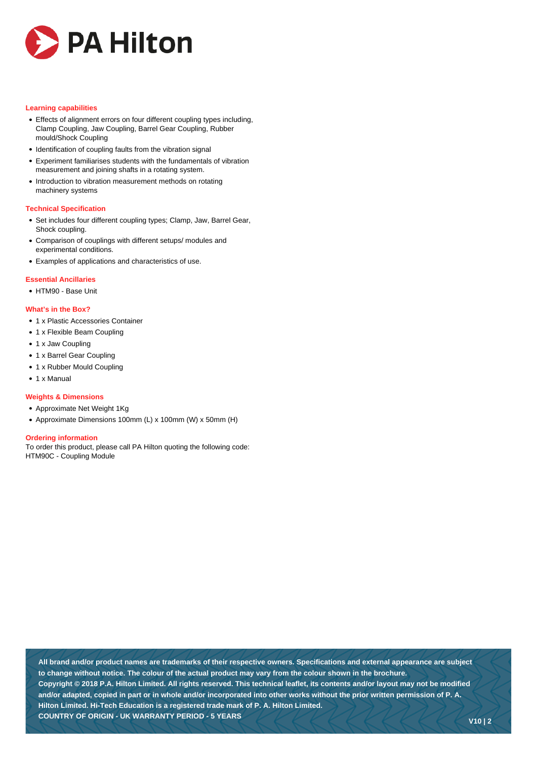## Learning capabilities

- Effects of alignment errors on four different coupling types including, Clamp Coupling, Jaw Coupling, Barrel Gear Coupling, Rubber mould/Shock Coupling
- Identification of coupling faults from the vibration signal
- Experiment familiarises students with the fundamentals of vibration measurement and joining shafts in a rotating system.
- Introduction to vibration measurement methods on rotating machinery systems

## Technical Specification

- Set includes four different coupling types; Clamp, Jaw, Barrel Gear, Shock coupling.
- Comparison of couplings with different setups/ modules and experimental conditions.
- Examples of applications and characteristics of use.

## Essential Ancillaries

- HTM90 - Base Unit

## What's in the Box?

- 1 x Plastic Accessories Container
- 1 x Flexible Beam Coupling
- 1 x Jaw Coupling
- 1 x Barrel Gear Coupling
- 1 x Rubber Mould Coupling
- 1 x Manual

## Weights & Dimensions

- Approximate Net Weight 1Kg
- Approximate Dimensions 100mm (L) x 100mm (W) x 50mm (H)

## Ordering information

To order this product, please call PA Hilton quoting the following code:
HTM90C - Coupling Module

**All brand and/or product names are trademarks of their respective owners. Specifications and external appearance are subject to change without notice. The colour of the actual product may vary from the colour shown in the brochure.**
**Copyright © 2018 P.A. Hilton Limited. All rights reserved. This technical leaflet, its contents and/or layout may not be modified and/or adapted, copied in part or in whole and/or incorporated into other works without the prior written permission of P. A. Hilton Limited. Hi-Tech Education is a registered trade mark of P. A. Hilton Limited.**
**COUNTRY OF ORIGIN - UK WARRANTY PERIOD - 5 YEARS**